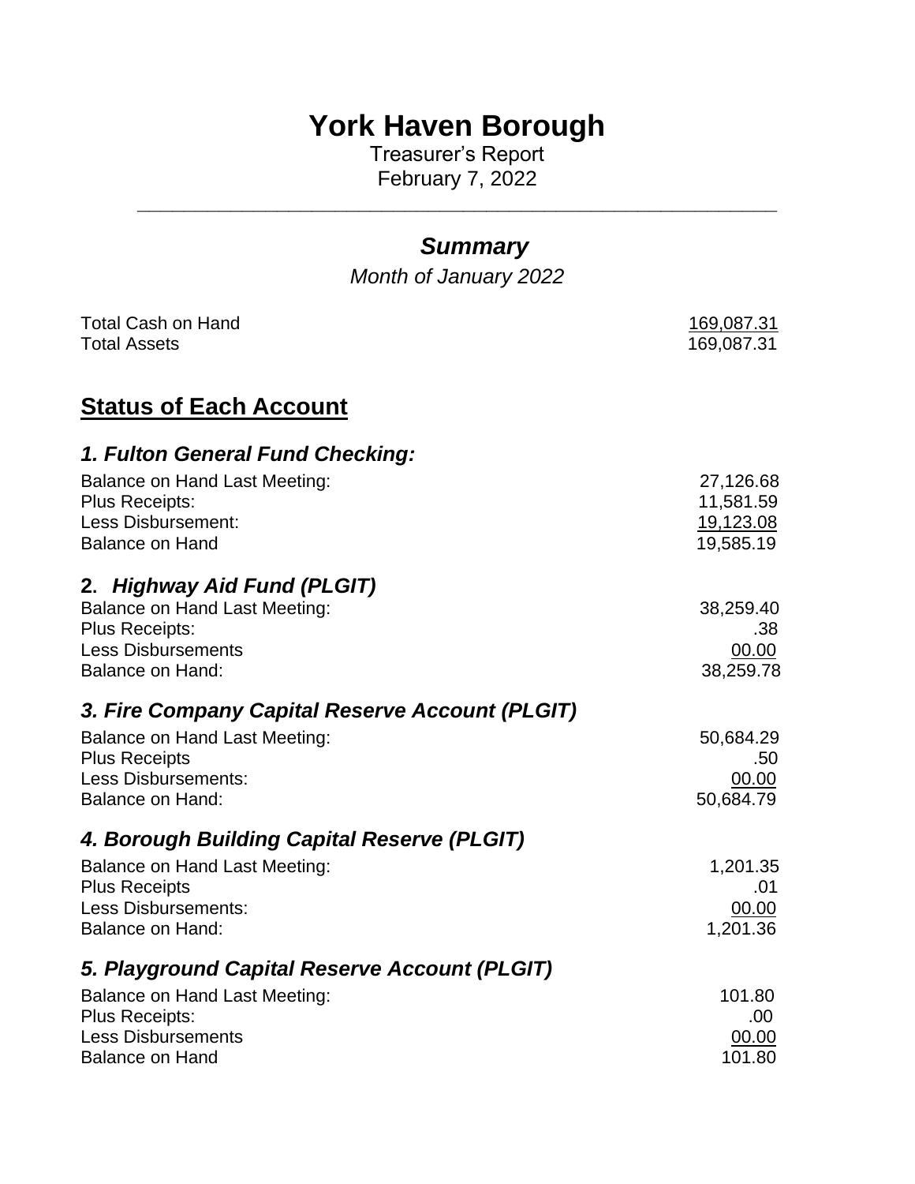# York Haven Borough

Treasurer's Report
February 7, 2022

---

## *Summary*

*Month of January 2022*

| | |
|---|---|
| Total Cash on Hand | 169,087.31 |
| Total Assets | 169,087.31 |

## Status of Each Account

### *1. Fulton General Fund Checking:*

| | |
|---|---|
| Balance on Hand Last Meeting: | 27,126.68 |
| Plus Receipts: | 11,581.59 |
| Less Disbursement: | 19,123.08 |
| Balance on Hand | 19,585.19 |

### 2. *Highway Aid Fund (PLGIT)*

| | |
|---|---|
| Balance on Hand Last Meeting: | 38,259.40 |
| Plus Receipts: | .38 |
| Less Disbursements | 00.00 |
| Balance on Hand: | 38,259.78 |

### *3. Fire Company Capital Reserve Account (PLGIT)*

| | |
|---|---|
| Balance on Hand Last Meeting: | 50,684.29 |
| Plus Receipts | .50 |
| Less Disbursements: | 00.00 |
| Balance on Hand: | 50,684.79 |

### *4. Borough Building Capital Reserve (PLGIT)*

| | |
|---|---|
| Balance on Hand Last Meeting: | 1,201.35 |
| Plus Receipts | .01 |
| Less Disbursements: | 00.00 |
| Balance on Hand: | 1,201.36 |

### *5. Playground Capital Reserve Account (PLGIT)*

| | |
|---|---|
| Balance on Hand Last Meeting: | 101.80 |
| Plus Receipts: | .00 |
| Less Disbursements | 00.00 |
| Balance on Hand | 101.80 |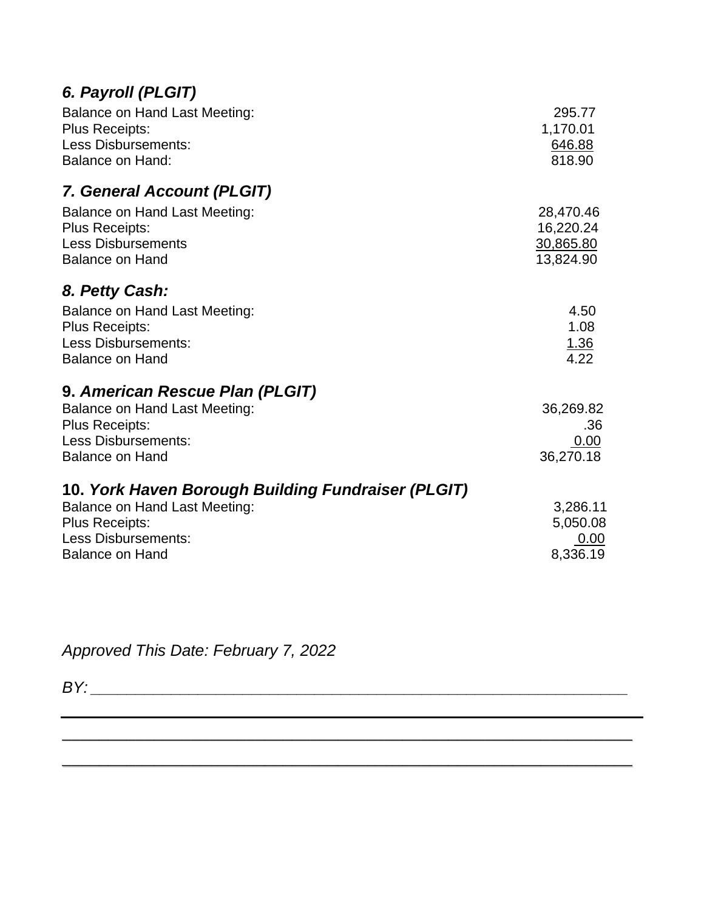### *6. Payroll (PLGIT)*

| | |
|---|---|
| Balance on Hand Last Meeting: | 295.77 |
| Plus Receipts: | 1,170.01 |
| Less Disbursements: | 646.88 |
| Balance on Hand: | 818.90 |

### *7. General Account (PLGIT)*

| | |
|---|---|
| Balance on Hand Last Meeting: | 28,470.46 |
| Plus Receipts: | 16,220.24 |
| Less Disbursements | 30,865.80 |
| Balance on Hand | 13,824.90 |

### *8. Petty Cash:*

| | |
|---|---|
| Balance on Hand Last Meeting: | 4.50 |
| Plus Receipts: | 1.08 |
| Less Disbursements: | 1.36 |
| Balance on Hand | 4.22 |

### 9. *American Rescue Plan (PLGIT)*

| | |
|---|---|
| Balance on Hand Last Meeting: | 36,269.82 |
| Plus Receipts: | .36 |
| Less Disbursements: | 0.00 |
| Balance on Hand | 36,270.18 |

### 10. *York Haven Borough Building Fundraiser (PLGIT)*

| | |
|---|---|
| Balance on Hand Last Meeting: | 3,286.11 |
| Plus Receipts: | 5,050.08 |
| Less Disbursements: | 0.00 |
| Balance on Hand | 8,336.19 |

*Approved This Date: February 7, 2022*

*BY:* ____________________________________________________________

____________________________________________________________

____________________________________________________________

____________________________________________________________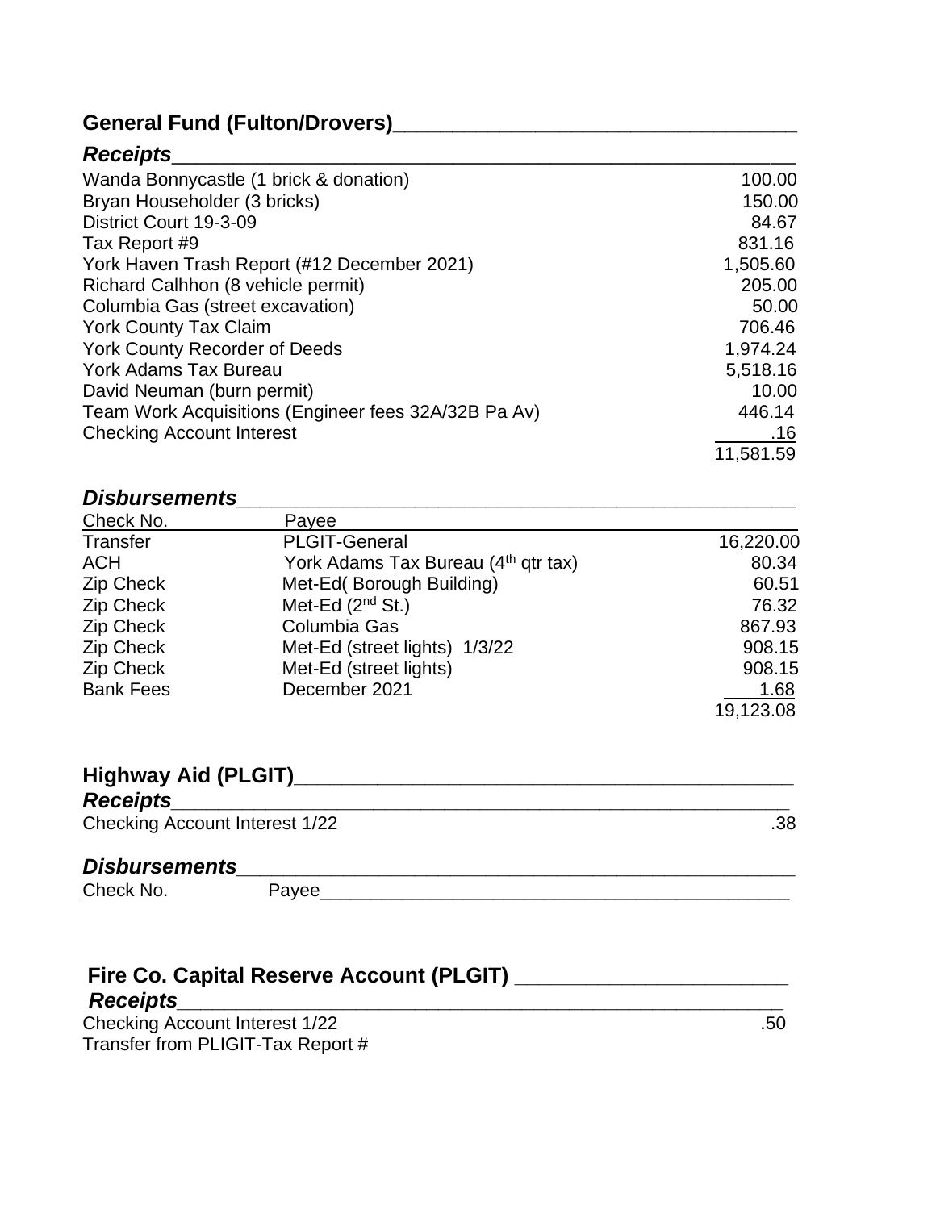## General Fund (Fulton/Drovers)

### *Receipts*

| | |
|---|---|
| Wanda Bonnycastle (1 brick & donation) | 100.00 |
| Bryan Householder (3 bricks) | 150.00 |
| District Court 19-3-09 | 84.67 |
| Tax Report #9 | 831.16 |
| York Haven Trash Report (#12 December 2021) | 1,505.60 |
| Richard Calhhon (8 vehicle permit) | 205.00 |
| Columbia Gas (street excavation) | 50.00 |
| York County Tax Claim | 706.46 |
| York County Recorder of Deeds | 1,974.24 |
| York Adams Tax Bureau | 5,518.16 |
| David Neuman (burn permit) | 10.00 |
| Team Work Acquisitions (Engineer fees 32A/32B Pa Av) | 446.14 |
| Checking Account Interest | .16 |
| | 11,581.59 |

### *Disbursements*

| Check No. | Payee | |
|---|---|---|
| Transfer | PLGIT-General | 16,220.00 |
| ACH | York Adams Tax Bureau (4th qtr tax) | 80.34 |
| Zip Check | Met-Ed( Borough Building) | 60.51 |
| Zip Check | Met-Ed (2nd St.) | 76.32 |
| Zip Check | Columbia Gas | 867.93 |
| Zip Check | Met-Ed (street lights) 1/3/22 | 908.15 |
| Zip Check | Met-Ed (street lights) | 908.15 |
| Bank Fees | December 2021 | 1.68 |
| | | 19,123.08 |

## Highway Aid (PLGIT)

### *Receipts*

| | |
|---|---|
| Checking Account Interest 1/22 | .38 |

### *Disbursements*

| Check No. | Payee |
|---|---|

## Fire Co. Capital Reserve Account (PLGIT)

### *Receipts*

| | |
|---|---|
| Checking Account Interest 1/22 | .50 |
| Transfer from PLIGIT-Tax Report # | |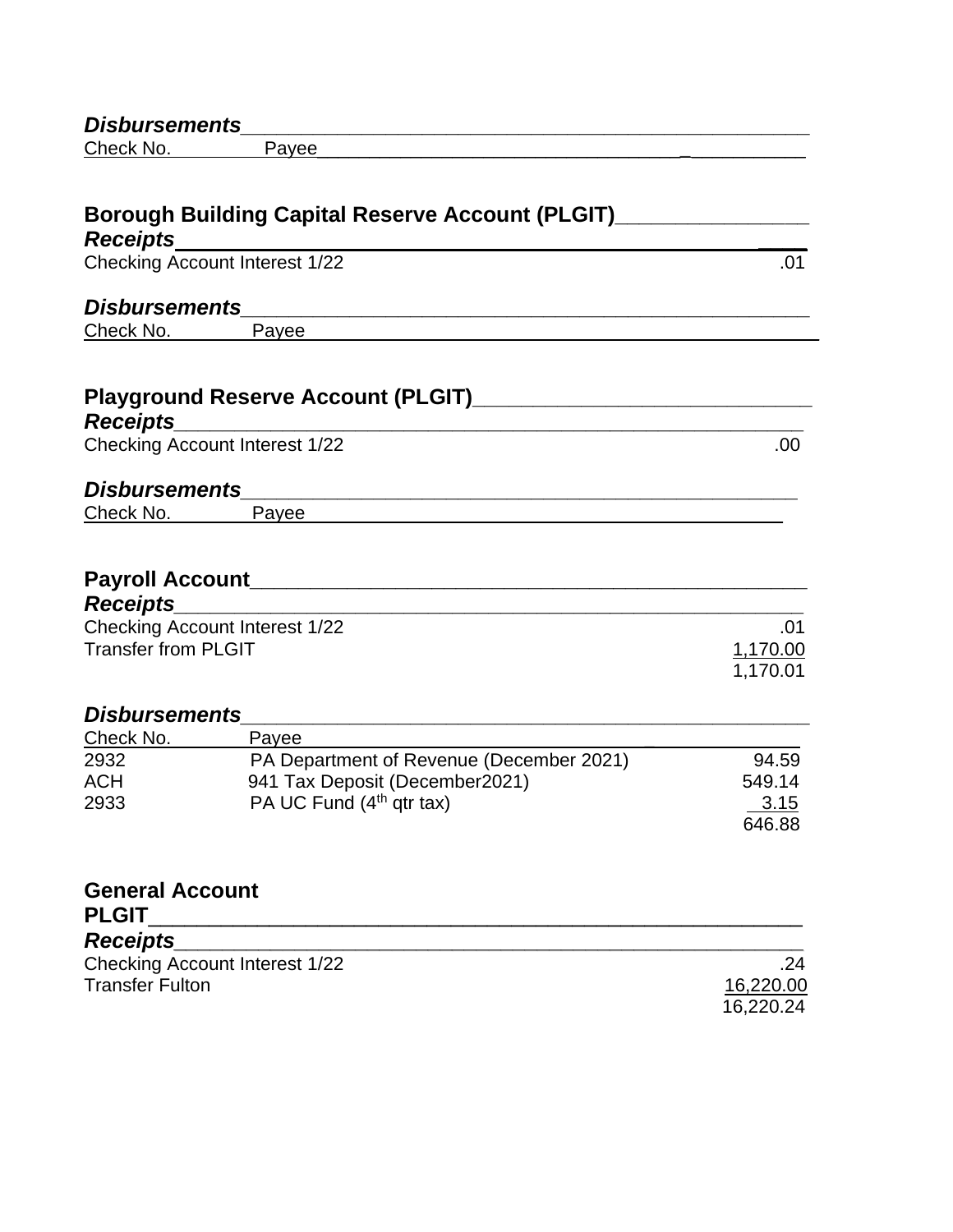***Disbursements***

| Check No. | Payee | |
|---|---|---|

## Borough Building Capital Reserve Account (PLGIT)

***Receipts***

| | |
|---|---|
| Checking Account Interest 1/22 | .01 |

***Disbursements***

| Check No. | Payee | |
|---|---|---|

## Playground Reserve Account (PLGIT)

***Receipts***

| | |
|---|---|
| Checking Account Interest 1/22 | .00 |

***Disbursements***

| Check No. | Payee | |
|---|---|---|

## Payroll Account

***Receipts***

| | |
|---|---|
| Checking Account Interest 1/22 | .01 |
| Transfer from PLGIT | 1,170.00 |
| | 1,170.01 |

***Disbursements***

| Check No. | Payee | |
|---|---|---|
| 2932 | PA Department of Revenue (December 2021) | 94.59 |
| ACH | 941 Tax Deposit (December2021) | 549.14 |
| 2933 | PA UC Fund (4th qtr tax) | 3.15 |
| | | 646.88 |

## General Account

## PLGIT

***Receipts***

| | |
|---|---|
| Checking Account Interest 1/22 | .24 |
| Transfer Fulton | 16,220.00 |
| | 16,220.24 |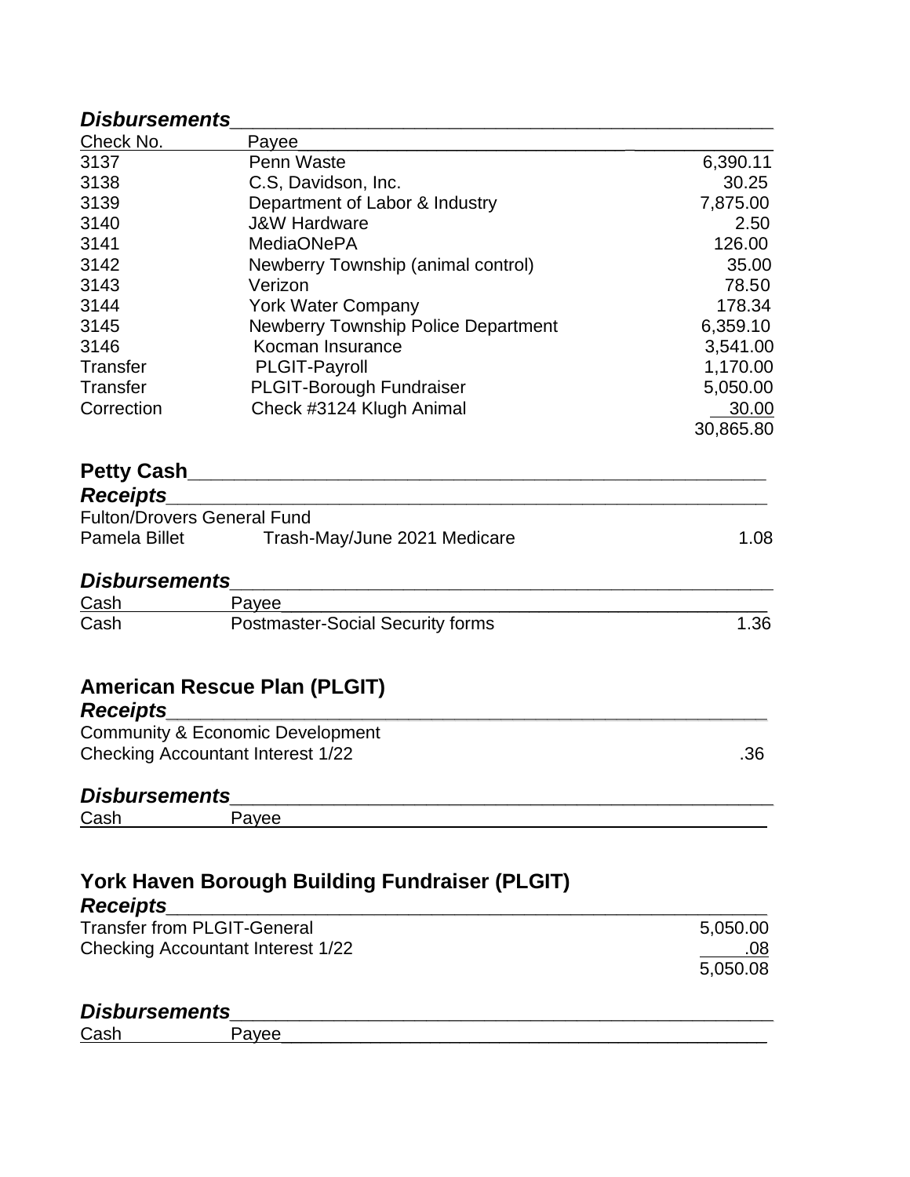***Disbursements***

| Check No. | Payee | |
|---|---|---|
| 3137 | Penn Waste | 6,390.11 |
| 3138 | C.S, Davidson, Inc. | 30.25 |
| 3139 | Department of Labor & Industry | 7,875.00 |
| 3140 | J&W Hardware | 2.50 |
| 3141 | MediaONePA | 126.00 |
| 3142 | Newberry Township (animal control) | 35.00 |
| 3143 | Verizon | 78.50 |
| 3144 | York Water Company | 178.34 |
| 3145 | Newberry Township Police Department | 6,359.10 |
| 3146 | Kocman Insurance | 3,541.00 |
| Transfer | PLGIT-Payroll | 1,170.00 |
| Transfer | PLGIT-Borough Fundraiser | 5,050.00 |
| Correction | Check #3124 Klugh Animal | 30.00 |
| | | 30,865.80 |

## Petty Cash

***Receipts***

Fulton/Drovers General Fund

| | | |
|---|---|---|
| Pamela Billet | Trash-May/June 2021 Medicare | 1.08 |

***Disbursements***

| Cash | Payee | |
|---|---|---|
| Cash | Postmaster-Social Security forms | 1.36 |

## American Rescue Plan (PLGIT)

***Receipts***

Community & Economic Development

| | |
|---|---|
| Checking Accountant Interest 1/22 | .36 |

***Disbursements***

| Cash | Payee |
|---|---|

## York Haven Borough Building Fundraiser (PLGIT)

***Receipts***

| | |
|---|---|
| Transfer from PLGIT-General | 5,050.00 |
| Checking Accountant Interest 1/22 | .08 |
| | 5,050.08 |

***Disbursements***

| Cash | Payee |
|---|---|